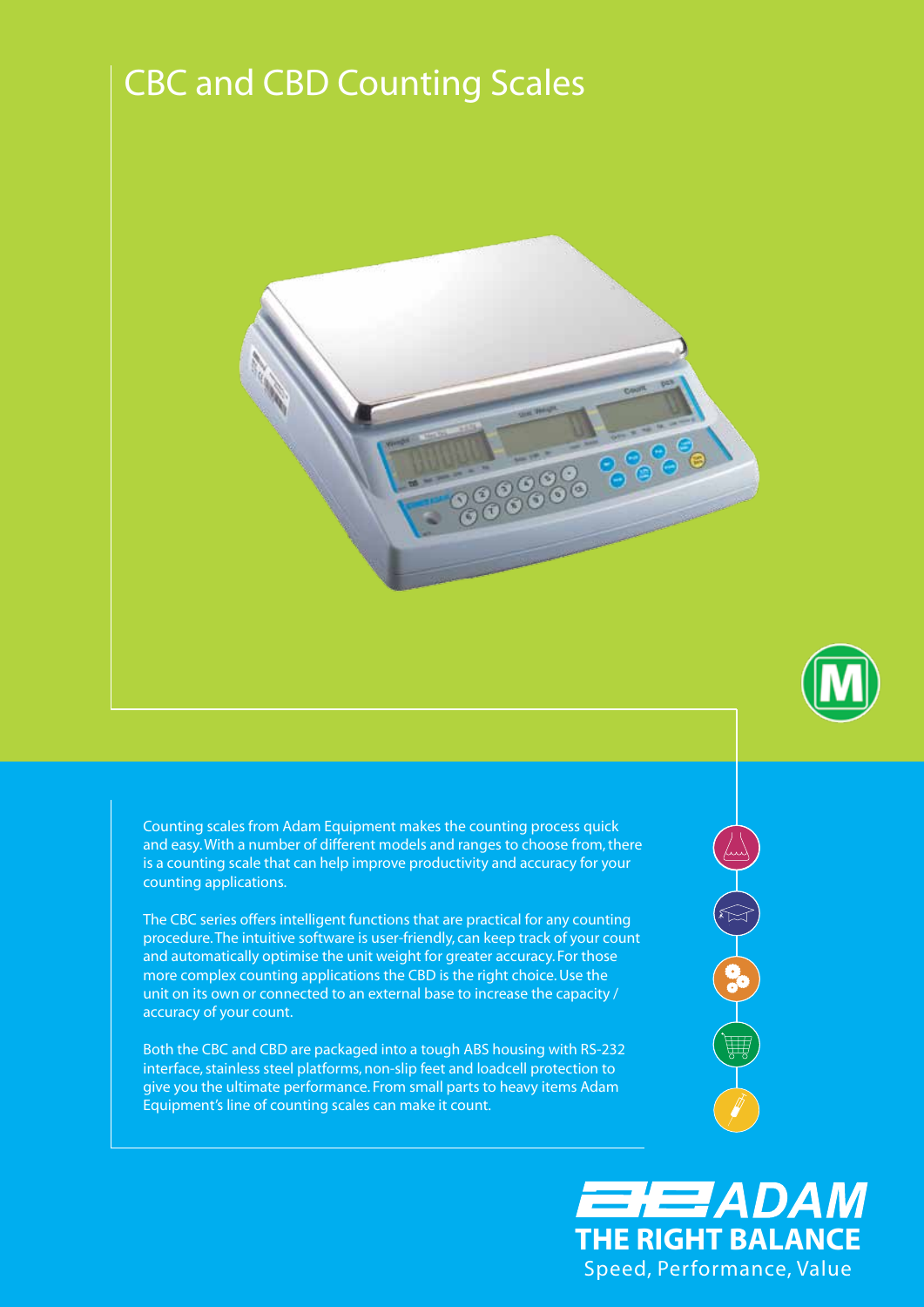# CBC and CBD Counting Scales

Counting scales from Adam Equipment makes the counting process quick and easy. With a number of different models and ranges to choose from, there is a counting scale that can help improve productivity and accuracy for your counting applications.

The CBC series offers intelligent functions that are practical for any counting procedure. The intuitive software is user-friendly, can keep track of your count and automatically optimise the unit weight for greater accuracy. For those more complex counting applications the CBD is the right choice. Use the unit on its own or connected to an external base to increase the capacity / accuracy of your count.

Both the CBC and CBD are packaged into a tough ABS housing with RS-232 interface, stainless steel platforms, non-slip feet and loadcell protection to give you the ultimate performance. From small parts to heavy items Adam Equipment's line of counting scales can make it count.

**ADAM**
**THE RIGHT BALANCE**
Speed, Performance, Value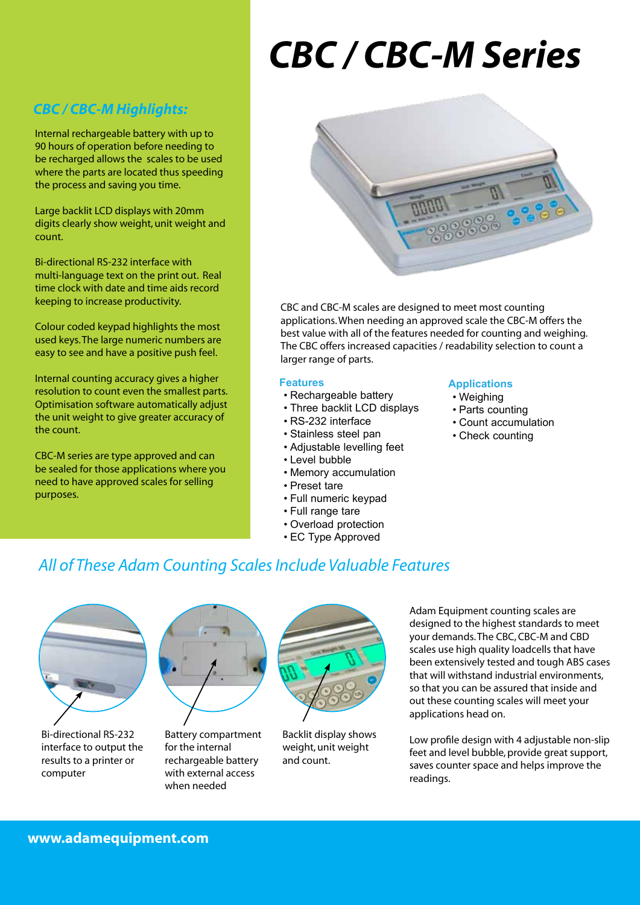# CBC / CBC-M Series

## CBC / CBC-M Highlights:

Internal rechargeable battery with up to 90 hours of operation before needing to be recharged allows the scales to be used where the parts are located thus speeding the process and saving you time.

Large backlit LCD displays with 20mm digits clearly show weight, unit weight and count.

Bi-directional RS-232 interface with multi-language text on the print out. Real time clock with date and time aids record keeping to increase productivity.

Colour coded keypad highlights the most used keys. The large numeric numbers are easy to see and have a positive push feel.

Internal counting accuracy gives a higher resolution to count even the smallest parts. Optimisation software automatically adjust the unit weight to give greater accuracy of the count.

CBC-M series are type approved and can be sealed for those applications where you need to have approved scales for selling purposes.

CBC and CBC-M scales are designed to meet most counting applications. When needing an approved scale the CBC-M offers the best value with all of the features needed for counting and weighing. The CBC offers increased capacities / readability selection to count a larger range of parts.

### Features

- Rechargeable battery
- Three backlit LCD displays
- RS-232 interface
- Stainless steel pan
- Adjustable levelling feet
- Level bubble
- Memory accumulation
- Preset tare
- Full numeric keypad
- Full range tare
- Overload protection
- EC Type Approved

### Applications

- Weighing
- Parts counting
- Count accumulation
- Check counting

## *All of These Adam Counting Scales Include Valuable Features*

Bi-directional RS-232 interface to output the results to a printer or computer

Battery compartment for the internal rechargeable battery with external access when needed

Backlit display shows weight, unit weight and count.

Adam Equipment counting scales are designed to the highest standards to meet your demands. The CBC, CBC-M and CBD scales use high quality loadcells that have been extensively tested and tough ABS cases that will withstand industrial environments, so that you can be assured that inside and out these counting scales will meet your applications head on.

Low profile design with 4 adjustable non-slip feet and level bubble, provide great support, saves counter space and helps improve the readings.

**www.adamequipment.com**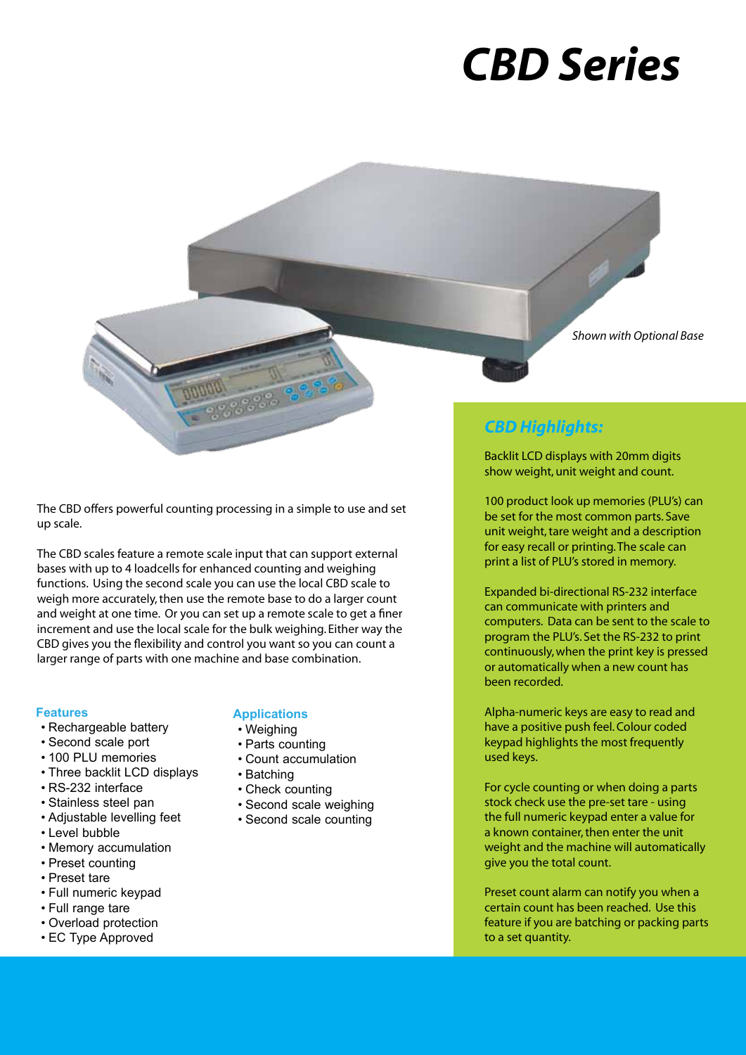# CBD Series

*Shown with Optional Base*

The CBD offers powerful counting processing in a simple to use and set up scale.

The CBD scales feature a remote scale input that can support external bases with up to 4 loadcells for enhanced counting and weighing functions. Using the second scale you can use the local CBD scale to weigh more accurately, then use the remote base to do a larger count and weight at one time. Or you can set up a remote scale to get a finer increment and use the local scale for the bulk weighing. Either way the CBD gives you the flexibility and control you want so you can count a larger range of parts with one machine and base combination.

### Features

- Rechargeable battery
- Second scale port
- 100 PLU memories
- Three backlit LCD displays
- RS-232 interface
- Stainless steel pan
- Adjustable levelling feet
- Level bubble
- Memory accumulation
- Preset counting
- Preset tare
- Full numeric keypad
- Full range tare
- Overload protection
- EC Type Approved

### Applications

- Weighing
- Parts counting
- Count accumulation
- Batching
- Check counting
- Second scale weighing
- Second scale counting

## *CBD Highlights:*

Backlit LCD displays with 20mm digits show weight, unit weight and count.

100 product look up memories (PLU's) can be set for the most common parts. Save unit weight, tare weight and a description for easy recall or printing. The scale can print a list of PLU's stored in memory.

Expanded bi-directional RS-232 interface can communicate with printers and computers. Data can be sent to the scale to program the PLU's. Set the RS-232 to print continuously, when the print key is pressed or automatically when a new count has been recorded.

Alpha-numeric keys are easy to read and have a positive push feel. Colour coded keypad highlights the most frequently used keys.

For cycle counting or when doing a parts stock check use the pre-set tare - using the full numeric keypad enter a value for a known container, then enter the unit weight and the machine will automatically give you the total count.

Preset count alarm can notify you when a certain count has been reached. Use this feature if you are batching or packing parts to a set quantity.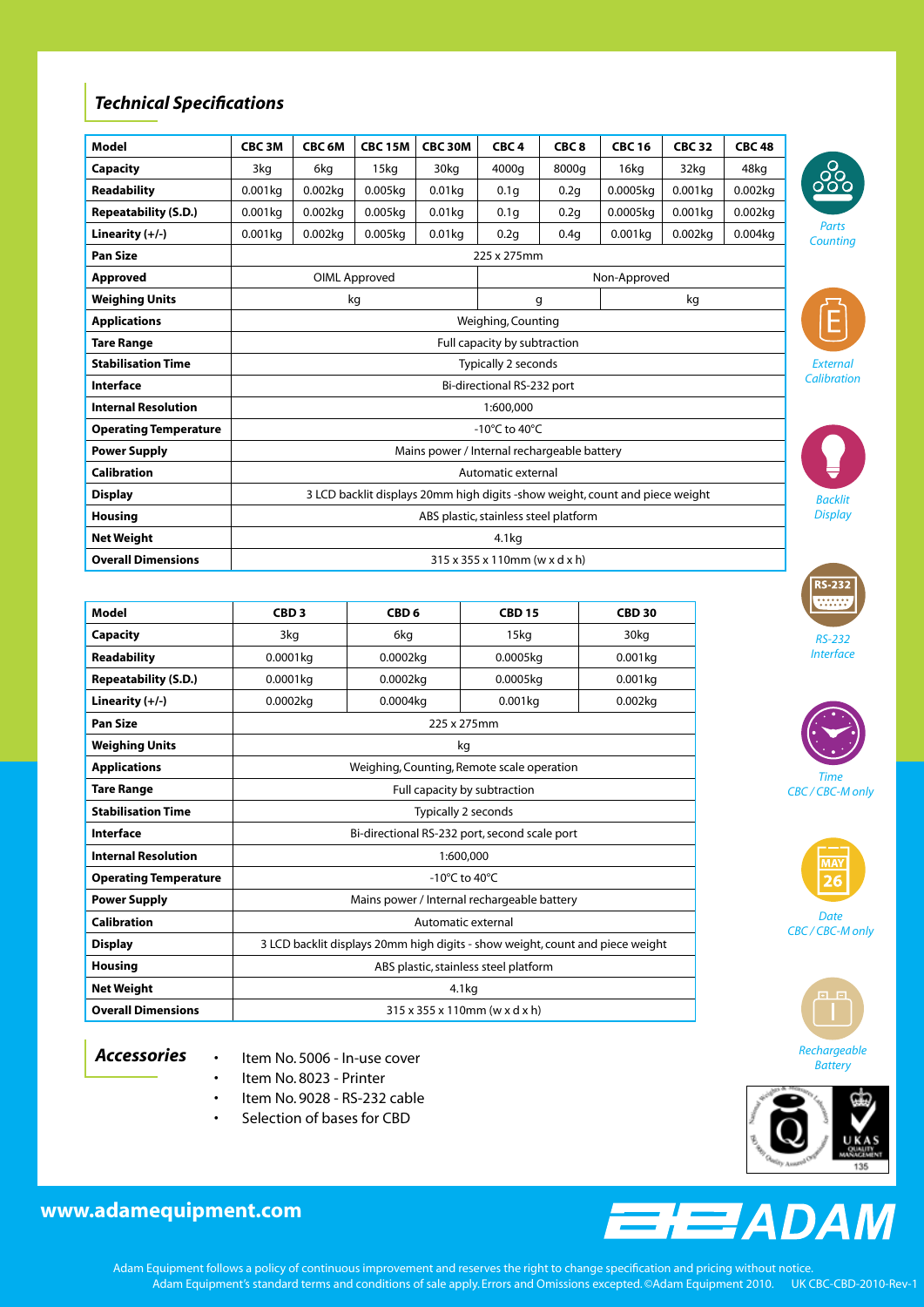## Technical Specifications

| Model | CBC 3M | CBC 6M | CBC 15M | CBC 30M | CBC 4 | CBC 8 | CBC 16 | CBC 32 | CBC 48 |
|---|---|---|---|---|---|---|---|---|---|
| Capacity | 3kg | 6kg | 15kg | 30kg | 4000g | 8000g | 16kg | 32kg | 48kg |
| Readability | 0.001kg | 0.002kg | 0.005kg | 0.01kg | 0.1g | 0.2g | 0.0005kg | 0.001kg | 0.002kg |
| Repeatability (S.D.) | 0.001kg | 0.002kg | 0.005kg | 0.01kg | 0.1g | 0.2g | 0.0005kg | 0.001kg | 0.002kg |
| Linearity (+/-) | 0.001kg | 0.002kg | 0.005kg | 0.01kg | 0.2g | 0.4g | 0.001kg | 0.002kg | 0.004kg |
| Pan Size | 225 x 275mm | | | | | | | | |
| Approved | OIML Approved | | | | Non-Approved | | | | |
| Weighing Units | kg | | | | g | | kg | | |
| Applications | Weighing, Counting | | | | | | | | |
| Tare Range | Full capacity by subtraction | | | | | | | | |
| Stabilisation Time | Typically 2 seconds | | | | | | | | |
| Interface | Bi-directional RS-232 port | | | | | | | | |
| Internal Resolution | 1:600,000 | | | | | | | | |
| Operating Temperature | -10°C to 40°C | | | | | | | | |
| Power Supply | Mains power / Internal rechargeable battery | | | | | | | | |
| Calibration | Automatic external | | | | | | | | |
| Display | 3 LCD backlit displays 20mm high digits -show weight, count and piece weight | | | | | | | | |
| Housing | ABS plastic, stainless steel platform | | | | | | | | |
| Net Weight | 4.1kg | | | | | | | | |
| Overall Dimensions | 315 x 355 x 110mm (w x d x h) | | | | | | | | |

| Model | CBD 3 | CBD 6 | CBD 15 | CBD 30 |
|---|---|---|---|---|
| Capacity | 3kg | 6kg | 15kg | 30kg |
| Readability | 0.0001kg | 0.0002kg | 0.0005kg | 0.001kg |
| Repeatability (S.D.) | 0.0001kg | 0.0002kg | 0.0005kg | 0.001kg |
| Linearity (+/-) | 0.0002kg | 0.0004kg | 0.001kg | 0.002kg |
| Pan Size | 225 x 275mm | | | |
| Weighing Units | kg | | | |
| Applications | Weighing, Counting, Remote scale operation | | | |
| Tare Range | Full capacity by subtraction | | | |
| Stabilisation Time | Typically 2 seconds | | | |
| Interface | Bi-directional RS-232 port, second scale port | | | |
| Internal Resolution | 1:600,000 | | | |
| Operating Temperature | -10°C to 40°C | | | |
| Power Supply | Mains power / Internal rechargeable battery | | | |
| Calibration | Automatic external | | | |
| Display | 3 LCD backlit displays 20mm high digits - show weight, count and piece weight | | | |
| Housing | ABS plastic, stainless steel platform | | | |
| Net Weight | 4.1kg | | | |
| Overall Dimensions | 315 x 355 x 110mm (w x d x h) | | | |

Parts Counting

External Calibration

Backlit Display

RS-232 Interface

Time CBC / CBC-M only

Date CBC / CBC-M only

Rechargeable Battery

## Accessories

- Item No. 5006 - In-use cover
- Item No. 8023 - Printer
- Item No. 9028 - RS-232 cable
- Selection of bases for CBD

www.adamequipment.com

ADAM

Adam Equipment follows a policy of continuous improvement and reserves the right to change specification and pricing without notice. Adam Equipment's standard terms and conditions of sale apply. Errors and Omissions excepted. ©Adam Equipment 2010. UK CBC-CBD-2010-Rev-1